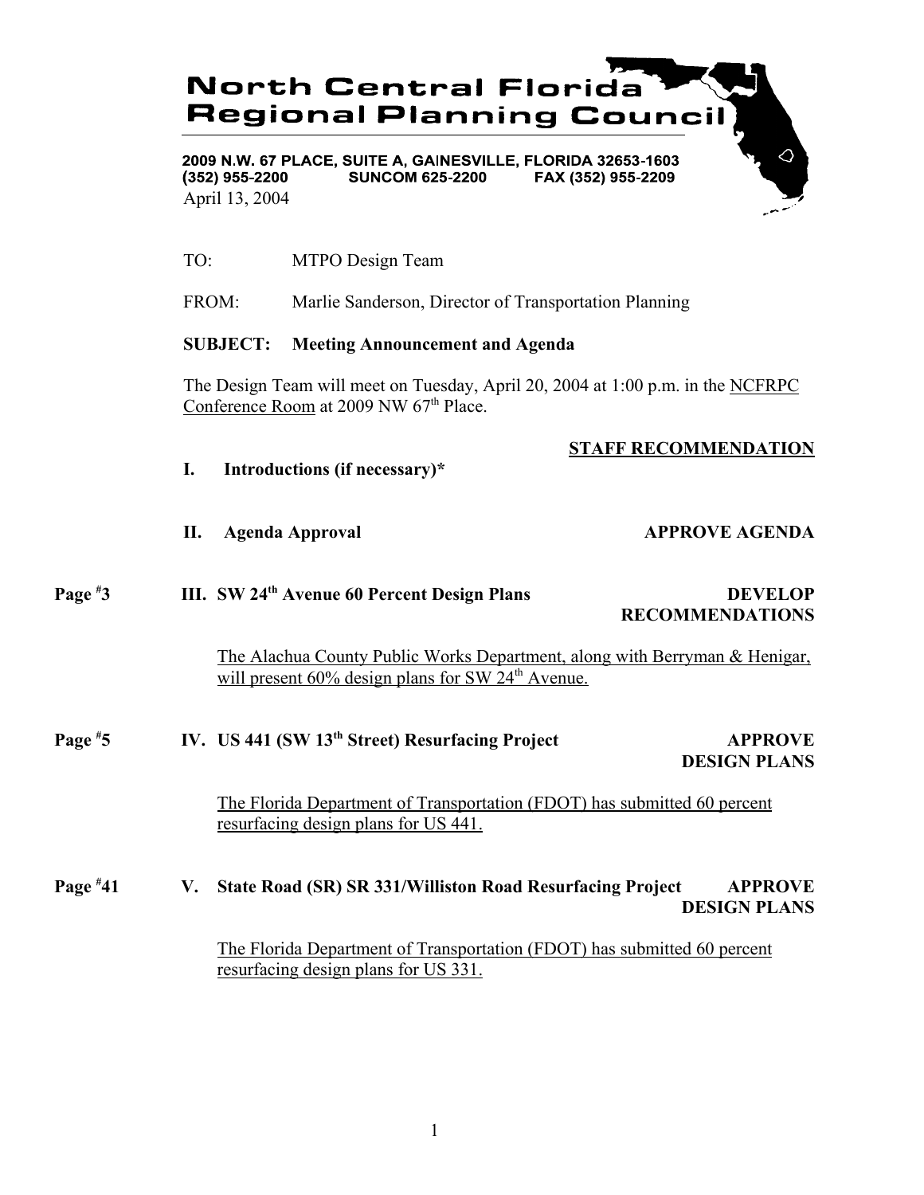# North Central Florida Regional Planning Council

2009 N.W. 67 PLACE, SUITE A, GAINESVILLE, FLORIDA 32653-1603
(352) 955-2200 SUNCOM 625-2200 FAX (352) 955-2209

April 13, 2004

TO: MTPO Design Team

FROM: Marlie Sanderson, Director of Transportation Planning

**SUBJECT: Meeting Announcement and Agenda**

The Design Team will meet on Tuesday, April 20, 2004 at 1:00 p.m. in the NCFRPC Conference Room at 2009 NW 67th Place.

**STAFF RECOMMENDATION**

**I. Introductions (if necessary)***

**II. Agenda Approval** — **APPROVE AGENDA**

Page #3 — **III. SW 24th Avenue 60 Percent Design Plans** — **DEVELOP RECOMMENDATIONS**

The Alachua County Public Works Department, along with Berryman & Henigar, will present 60% design plans for SW 24th Avenue.

Page #5 — **IV. US 441 (SW 13th Street) Resurfacing Project** — **APPROVE DESIGN PLANS**

The Florida Department of Transportation (FDOT) has submitted 60 percent resurfacing design plans for US 441.

Page #41 — **V. State Road (SR) SR 331/Williston Road Resurfacing Project** — **APPROVE DESIGN PLANS**

The Florida Department of Transportation (FDOT) has submitted 60 percent resurfacing design plans for US 331.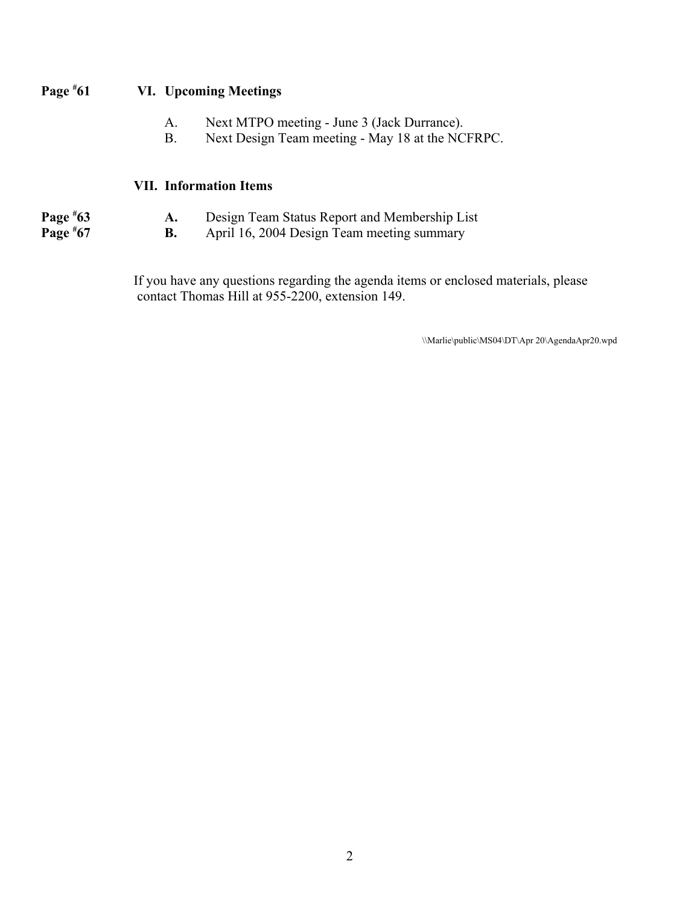**Page #61** **VI. Upcoming Meetings**

A. Next MTPO meeting - June 3 (Jack Durrance).

B. Next Design Team meeting - May 18 at the NCFRPC.

**VII. Information Items**

**Page #63** **A.** Design Team Status Report and Membership List

**Page #67** **B.** April 16, 2004 Design Team meeting summary

If you have any questions regarding the agenda items or enclosed materials, please contact Thomas Hill at 955-2200, extension 149.

\\Marlie\public\MS04\DT\Apr 20\AgendaApr20.wpd